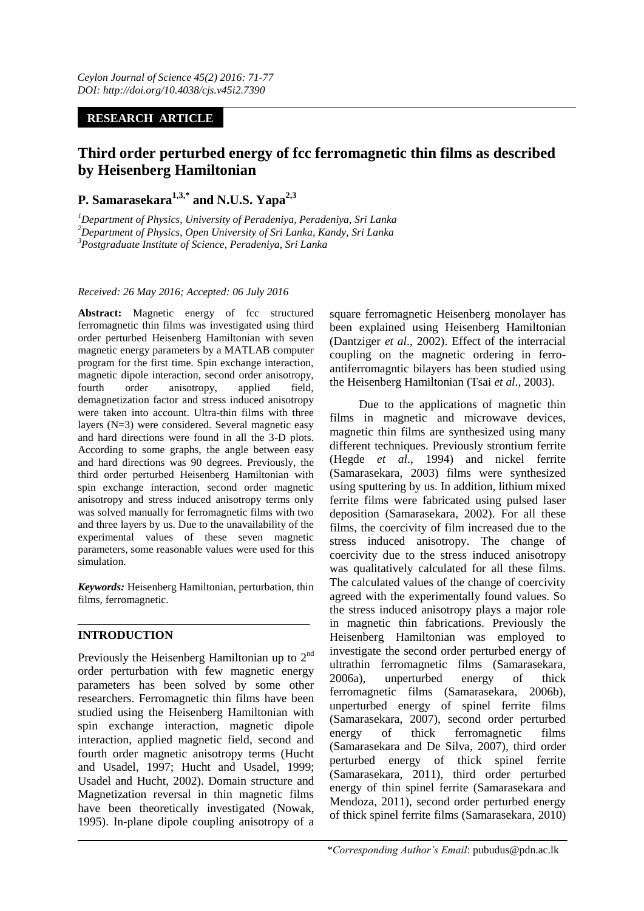*Ceylon Journal of Science 45(2) 2016: 71-77*
*DOI: http://doi.org/10.4038/cjs.v45i2.7390*

**RESEARCH ARTICLE**

# Third order perturbed energy of fcc ferromagnetic thin films as described by Heisenberg Hamiltonian

**P. Samarasekara[1,3,*] and N.U.S. Yapa[2,3]**

[1]*Department of Physics, University of Peradeniya, Peradeniya, Sri Lanka*
[2]*Department of Physics, Open University of Sri Lanka, Kandy, Sri Lanka*
[3]*Postgraduate Institute of Science, Peradeniya, Sri Lanka*

*Received: 26 May 2016; Accepted: 06 July 2016*

**Abstract:** Magnetic energy of fcc structured ferromagnetic thin films was investigated using third order perturbed Heisenberg Hamiltonian with seven magnetic energy parameters by a MATLAB computer program for the first time. Spin exchange interaction, magnetic dipole interaction, second order anisotropy, fourth order anisotropy, applied field, demagnetization factor and stress induced anisotropy were taken into account. Ultra-thin films with three layers (N=3) were considered. Several magnetic easy and hard directions were found in all the 3-D plots. According to some graphs, the angle between easy and hard directions was 90 degrees. Previously, the third order perturbed Heisenberg Hamiltonian with spin exchange interaction, second order magnetic anisotropy and stress induced anisotropy terms only was solved manually for ferromagnetic films with two and three layers by us. Due to the unavailability of the experimental values of these seven magnetic parameters, some reasonable values were used for this simulation.

***Keywords:*** Heisenberg Hamiltonian, perturbation, thin films, ferromagnetic.

## INTRODUCTION

Previously the Heisenberg Hamiltonian up to 2[nd] order perturbation with few magnetic energy parameters has been solved by some other researchers. Ferromagnetic thin films have been studied using the Heisenberg Hamiltonian with spin exchange interaction, magnetic dipole interaction, applied magnetic field, second and fourth order magnetic anisotropy terms (Hucht and Usadel, 1997; Hucht and Usadel, 1999; Usadel and Hucht, 2002). Domain structure and Magnetization reversal in thin magnetic films have been theoretically investigated (Nowak, 1995). In-plane dipole coupling anisotropy of a square ferromagnetic Heisenberg monolayer has been explained using Heisenberg Hamiltonian (Dantziger *et al*., 2002). Effect of the interracial coupling on the magnetic ordering in ferro-antiferromagntic bilayers has been studied using the Heisenberg Hamiltonian (Tsai *et al*., 2003).

Due to the applications of magnetic thin films in magnetic and microwave devices, magnetic thin films are synthesized using many different techniques. Previously strontium ferrite (Hegde *et al*., 1994) and nickel ferrite (Samarasekara, 2003) films were synthesized using sputtering by us. In addition, lithium mixed ferrite films were fabricated using pulsed laser deposition (Samarasekara, 2002). For all these films, the coercivity of film increased due to the stress induced anisotropy. The change of coercivity due to the stress induced anisotropy was qualitatively calculated for all these films. The calculated values of the change of coercivity agreed with the experimentally found values. So the stress induced anisotropy plays a major role in magnetic thin fabrications. Previously the Heisenberg Hamiltonian was employed to investigate the second order perturbed energy of ultrathin ferromagnetic films (Samarasekara, 2006a), unperturbed energy of thick ferromagnetic films (Samarasekara, 2006b), unperturbed energy of spinel ferrite films (Samarasekara, 2007), second order perturbed energy of thick ferromagnetic films (Samarasekara and De Silva, 2007), third order perturbed energy of thick spinel ferrite (Samarasekara, 2011), third order perturbed energy of thin spinel ferrite (Samarasekara and Mendoza, 2011), second order perturbed energy of thick spinel ferrite films (Samarasekara, 2010)

\**Corresponding Author's Email*: pubudus@pdn.ac.lk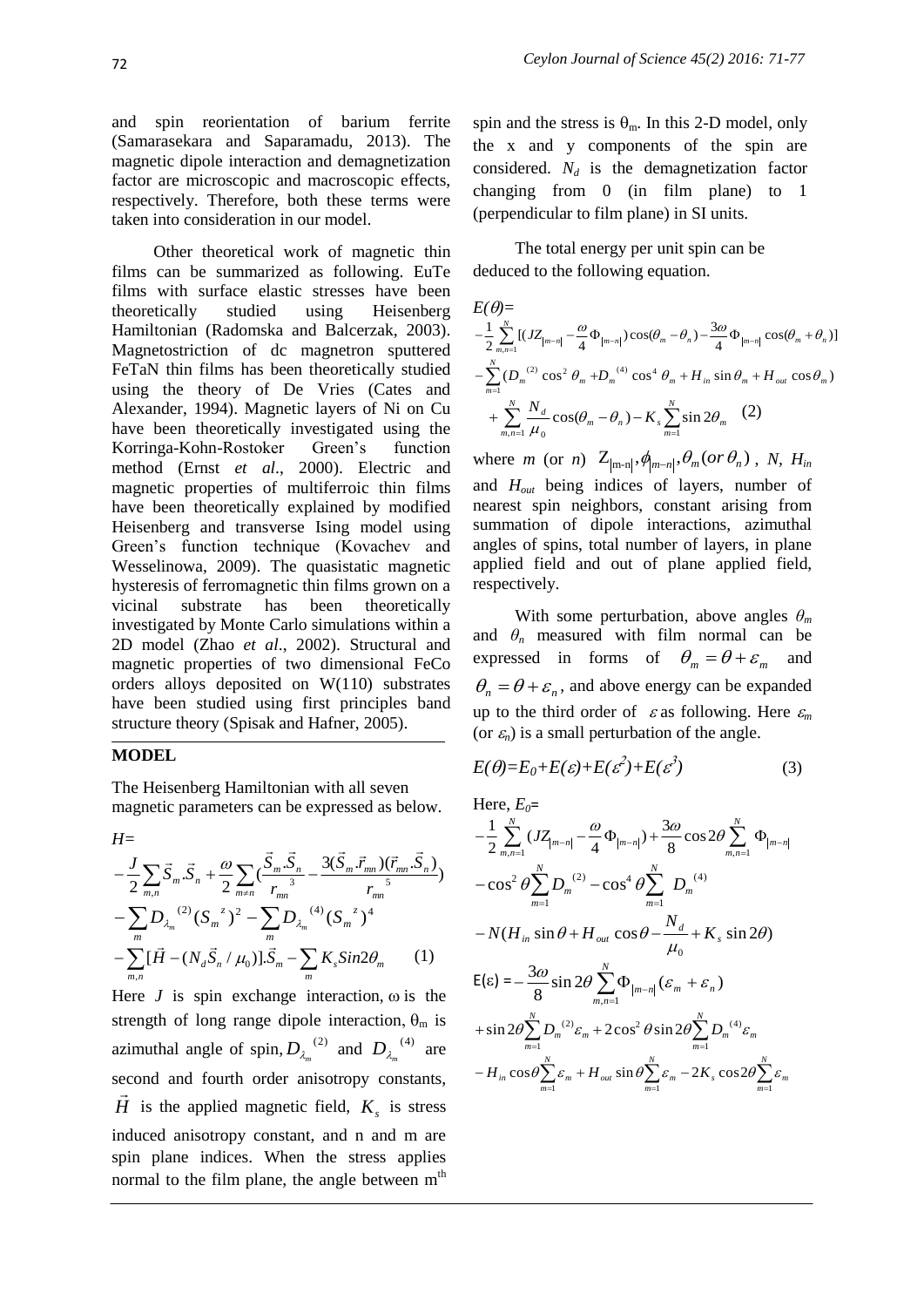and spin reorientation of barium ferrite (Samarasekara and Saparamadu, 2013). The magnetic dipole interaction and demagnetization factor are microscopic and macroscopic effects, respectively. Therefore, both these terms were taken into consideration in our model.

Other theoretical work of magnetic thin films can be summarized as following. EuTe films with surface elastic stresses have been theoretically studied using Heisenberg Hamiltonian (Radomska and Balcerzak, 2003). Magnetostriction of dc magnetron sputtered FeTaN thin films has been theoretically studied using the theory of De Vries (Cates and Alexander, 1994). Magnetic layers of Ni on Cu have been theoretically investigated using the Korringa-Kohn-Rostoker Green's function method (Ernst *et al*., 2000). Electric and magnetic properties of multiferroic thin films have been theoretically explained by modified Heisenberg and transverse Ising model using Green's function technique (Kovachev and Wesselinowa, 2009). The quasistatic magnetic hysteresis of ferromagnetic thin films grown on a vicinal substrate has been theoretically investigated by Monte Carlo simulations within a 2D model (Zhao *et al*., 2002). Structural and magnetic properties of two dimensional FeCo orders alloys deposited on W(110) substrates have been studied using first principles band structure theory (Spisak and Hafner, 2005).

## MODEL

The Heisenberg Hamiltonian with all seven magnetic parameters can be expressed as below.

$$
H= -\frac{J}{2}\sum_{m,n}\vec{S}_m.\vec{S}_n + \frac{\omega}{2}\sum_{m\neq n}\left(\frac{\vec{S}_m.\vec{S}_n}{r_{mn}^{\ 3}} - \frac{3(\vec{S}_m.\vec{r}_{mn})(\vec{r}_{mn}.\vec{S}_n)}{r_{mn}^{\ 5}}\right) - \sum_m D_{\lambda_m}^{\ (2)}(S_m^{\ z})^2 - \sum_m D_{\lambda_m}^{\ (4)}(S_m^{\ z})^4 - \sum_{m,n}[\vec{H} - (N_d\vec{S}_n/\mu_0)].\vec{S}_m - \sum_m K_s Sin2\theta_m \qquad (1)
$$

Here $J$ is spin exchange interaction, $\omega$ is the strength of long range dipole interaction, $\theta_m$ is azimuthal angle of spin, $D_{\lambda_m}^{\ (2)}$ and $D_{\lambda_m}^{\ (4)}$ are second and fourth order anisotropy constants, $\vec{H}$ is the applied magnetic field, $K_s$ is stress induced anisotropy constant, and n and m are spin plane indices. When the stress applies normal to the film plane, the angle between m[th] spin and the stress is $\theta_m$. In this 2-D model, only the x and y components of the spin are considered. $N_d$ is the demagnetization factor changing from 0 (in film plane) to 1 (perpendicular to film plane) in SI units.

The total energy per unit spin can be deduced to the following equation.

$$
E(\theta)= -\frac{1}{2}\sum_{m,n=1}^{N}\left[(JZ_{|m-n|} - \frac{\omega}{4}\Phi_{|m-n|})\cos(\theta_m - \theta_n) - \frac{3\omega}{4}\Phi_{|m-n|}\cos(\theta_m + \theta_n)\right] - \sum_{m=1}^{N}(D_m^{\ (2)}\cos^2\theta_m + D_m^{\ (4)}\cos^4\theta_m + H_{in}\sin\theta_m + H_{out}\cos\theta_m) + \sum_{m,n=1}^{N}\frac{N_d}{\mu_0}\cos(\theta_m - \theta_n) - K_s\sum_{m=1}^{N}\sin 2\theta_m \quad (2)
$$

where *m* (or *n*) $Z_{|m-n|}, \phi_{|m-n|}, \theta_m (or\ \theta_n)$, *N*, $H_{in}$ and $H_{out}$ being indices of layers, number of nearest spin neighbors, constant arising from summation of dipole interactions, azimuthal angles of spins, total number of layers, in plane applied field and out of plane applied field, respectively.

With some perturbation, above angles $\theta_m$ and $\theta_n$ measured with film normal can be expressed in forms of $\theta_m = \theta + \varepsilon_m$ and $\theta_n = \theta + \varepsilon_n$, and above energy can be expanded up to the third order of $\varepsilon$ as following. Here $\varepsilon_m$ (or $\varepsilon_n$) is a small perturbation of the angle.

$$
E(\theta)=E_0+E(\varepsilon)+E(\varepsilon^2)+E(\varepsilon^3) \qquad (3)
$$

Here, $E_0$=

$$
-\frac{1}{2}\sum_{m,n=1}^{N}(JZ_{|m-n|} - \frac{\omega}{4}\Phi_{|m-n|}) + \frac{3\omega}{8}\cos 2\theta\sum_{m,n=1}^{N}\Phi_{|m-n|} - \cos^2\theta\sum_{m=1}^{N}D_m^{\ (2)} - \cos^4\theta\sum_{m=1}^{N}D_m^{\ (4)} - N(H_{in}\sin\theta + H_{out}\cos\theta - \frac{N_d}{\mu_0} + K_s\sin 2\theta)
$$

$$
E(\varepsilon) = -\frac{3\omega}{8}\sin 2\theta\sum_{m,n=1}^{N}\Phi_{|m-n|}(\varepsilon_m + \varepsilon_n) + \sin 2\theta\sum_{m=1}^{N}D_m^{\ (2)}\varepsilon_m + 2\cos^2\theta\sin 2\theta\sum_{m=1}^{N}D_m^{\ (4)}\varepsilon_m - H_{in}\cos\theta\sum_{m=1}^{N}\varepsilon_m + H_{out}\sin\theta\sum_{m=1}^{N}\varepsilon_m - 2K_s\cos 2\theta\sum_{m=1}^{N}\varepsilon_m
$$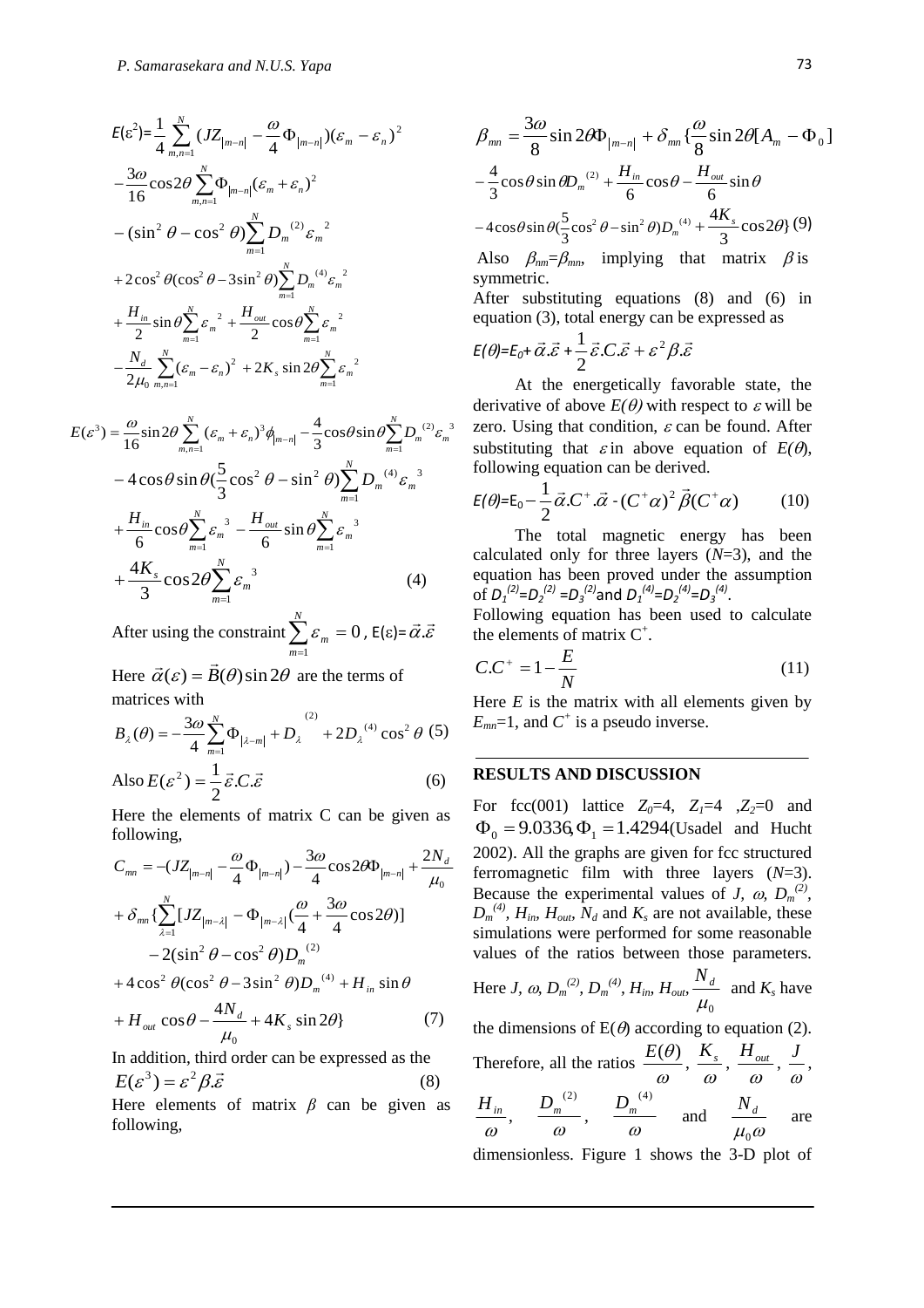$$E(\varepsilon^2)=\frac{1}{4}\sum_{m,n=1}^{N}(JZ_{|m-n|}-\frac{\omega}{4}\Phi_{|m-n|})(\varepsilon_m-\varepsilon_n)^2$$
$$-\frac{3\omega}{16}\cos 2\theta\sum_{m,n=1}^{N}\Phi_{|m-n|}(\varepsilon_m+\varepsilon_n)^2$$
$$-(\sin^2\theta-\cos^2\theta)\sum_{m=1}^{N}D_m{}^{(2)}\varepsilon_m{}^2$$
$$+2\cos^2\theta(\cos^2\theta-3\sin^2\theta)\sum_{m=1}^{N}D_m{}^{(4)}\varepsilon_m{}^2$$
$$+\frac{H_{in}}{2}\sin\theta\sum_{m=1}^{N}\varepsilon_m{}^2+\frac{H_{out}}{2}\cos\theta\sum_{m=1}^{N}\varepsilon_m{}^2$$
$$-\frac{N_d}{2\mu_0}\sum_{m,n=1}^{N}(\varepsilon_m-\varepsilon_n)^2+2K_s\sin 2\theta\sum_{m=1}^{N}\varepsilon_m{}^2$$

$$E(\varepsilon^3)=\frac{\omega}{16}\sin 2\theta\sum_{m,n=1}^{N}(\varepsilon_m+\varepsilon_n)^3\phi_{|m-n|}-\frac{4}{3}\cos\theta\sin\theta\sum_{m=1}^{N}D_m{}^{(2)}\varepsilon_m{}^3$$
$$-4\cos\theta\sin\theta(\frac{5}{3}\cos^2\theta-\sin^2\theta)\sum_{m=1}^{N}D_m{}^{(4)}\varepsilon_m{}^3$$
$$+\frac{H_{in}}{6}\cos\theta\sum_{m=1}^{N}\varepsilon_m{}^3-\frac{H_{out}}{6}\sin\theta\sum_{m=1}^{N}\varepsilon_m{}^3$$
$$+\frac{4K_s}{3}\cos 2\theta\sum_{m=1}^{N}\varepsilon_m{}^3 \qquad (4)$$

After using the constraint $\sum_{m=1}^{N}\varepsilon_m=0$, $E(\varepsilon)=\vec{\alpha}.\vec{\varepsilon}$

Here $\vec{\alpha}(\varepsilon)=\vec{B}(\theta)\sin 2\theta$ are the terms of matrices with

$$B_\lambda(\theta)=-\frac{3\omega}{4}\sum_{m=1}^{N}\Phi_{|\lambda-m|}+D_\lambda{}^{(2)}+2D_\lambda{}^{(4)}\cos^2\theta \quad (5)$$

Also $E(\varepsilon^2)=\frac{1}{2}\vec{\varepsilon}.C.\vec{\varepsilon}$ (6)

Here the elements of matrix C can be given as following,

$$C_{mn}=-(JZ_{|m-n|}-\frac{\omega}{4}\Phi_{|m-n|})-\frac{3\omega}{4}\cos 2\theta\Phi_{|m-n|}+\frac{2N_d}{\mu_0}$$
$$+\delta_{mn}\{\sum_{\lambda=1}^{N}[JZ_{|m-\lambda|}-\Phi_{|m-\lambda|}(\frac{\omega}{4}+\frac{3\omega}{4}\cos 2\theta)]$$
$$-2(\sin^2\theta-\cos^2\theta)D_m{}^{(2)}$$
$$+4\cos^2\theta(\cos^2\theta-3\sin^2\theta)D_m{}^{(4)}+H_{in}\sin\theta$$
$$+H_{out}\cos\theta-\frac{4N_d}{\mu_0}+4K_s\sin 2\theta\} \qquad (7)$$

In addition, third order can be expressed as the

$$E(\varepsilon^3)=\varepsilon^2\beta.\vec{\varepsilon} \qquad (8)$$

Here elements of matrix $\beta$ can be given as following,

$$\beta_{mn}=\frac{3\omega}{8}\sin 2\theta\Phi_{|m-n|}+\delta_{mn}\{\frac{\omega}{8}\sin 2\theta[A_m-\Phi_0]$$
$$-\frac{4}{3}\cos\theta\sin\theta D_m{}^{(2)}+\frac{H_{in}}{6}\cos\theta-\frac{H_{out}}{6}\sin\theta$$
$$-4\cos\theta\sin\theta(\frac{5}{3}\cos^2\theta-\sin^2\theta)D_m{}^{(4)}+\frac{4K_s}{3}\cos 2\theta\} \quad (9)$$

Also $\beta_{nm}=\beta_{mn}$, implying that matrix $\beta$ is symmetric.

After substituting equations (8) and (6) in equation (3), total energy can be expressed as

$$E(\theta)=E_0+\vec{\alpha}.\vec{\varepsilon}+\frac{1}{2}\vec{\varepsilon}.C.\vec{\varepsilon}+\varepsilon^2\beta.\vec{\varepsilon}$$

At the energetically favorable state, the derivative of above $E(\theta)$ with respect to $\varepsilon$ will be zero. Using that condition, $\varepsilon$ can be found. After substituting that $\varepsilon$ in above equation of $E(\theta)$, following equation can be derived.

$$E(\theta)=E_0-\frac{1}{2}\vec{\alpha}.C^+.\vec{\alpha}-(C^+\alpha)^2\vec{\beta}(C^+\alpha) \qquad (10)$$

The total magnetic energy has been calculated only for three layers ($N$=3), and the equation has been proved under the assumption of $D_1{}^{(2)}=D_2{}^{(2)}=D_3{}^{(2)}$ and $D_1{}^{(4)}=D_2{}^{(4)}=D_3{}^{(4)}$.

Following equation has been used to calculate the elements of matrix $C^+$.

$$C.C^+=1-\frac{E}{N} \qquad (11)$$

Here $E$ is the matrix with all elements given by $E_{mn}$=1, and $C^+$ is a pseudo inverse.

## RESULTS AND DISCUSSION

For fcc(001) lattice $Z_0$=4, $Z_1$=4, $Z_2$=0 and $\Phi_0=9.0336$, $\Phi_1=1.4294$ (Usadel and Hucht 2002). All the graphs are given for fcc structured ferromagnetic film with three layers ($N$=3). Because the experimental values of $J$, $\omega$, $D_m{}^{(2)}$, $D_m{}^{(4)}$, $H_{in}$, $H_{out}$, $N_d$ and $K_s$ are not available, these simulations were performed for some reasonable values of the ratios between those parameters. Here $J$, $\omega$, $D_m{}^{(2)}$, $D_m{}^{(4)}$, $H_{in}$, $H_{out}$, $\frac{N_d}{\mu_0}$ and $K_s$ have the dimensions of $E(\theta)$ according to equation (2). Therefore, all the ratios $\frac{E(\theta)}{\omega}$, $\frac{K_s}{\omega}$, $\frac{H_{out}}{\omega}$, $\frac{J}{\omega}$, $\frac{H_{in}}{\omega}$, $\frac{D_m{}^{(2)}}{\omega}$, $\frac{D_m{}^{(4)}}{\omega}$ and $\frac{N_d}{\mu_0\omega}$ are dimensionless. Figure 1 shows the 3-D plot of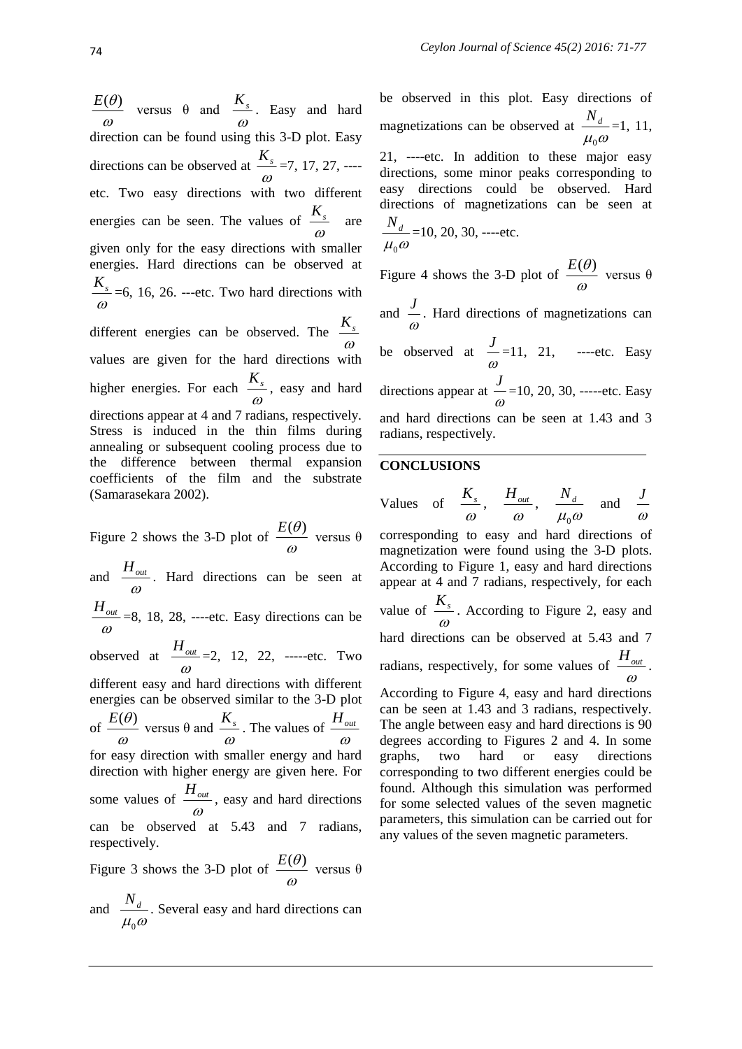$\frac{E(\theta)}{\omega}$ versus θ and $\frac{K_s}{\omega}$. Easy and hard direction can be found using this 3-D plot. Easy directions can be observed at $\frac{K_s}{\omega}$ =7, 17, 27, ----etc. Two easy directions with two different energies can be seen. The values of $\frac{K_s}{\omega}$ are given only for the easy directions with smaller energies. Hard directions can be observed at $\frac{K_s}{\omega}$ =6, 16, 26. ---etc. Two hard directions with different energies can be observed. The $\frac{K_s}{\omega}$ values are given for the hard directions with higher energies. For each $\frac{K_s}{\omega}$, easy and hard directions appear at 4 and 7 radians, respectively. Stress is induced in the thin films during annealing or subsequent cooling process due to the difference between thermal expansion coefficients of the film and the substrate (Samarasekara 2002).

Figure 2 shows the 3-D plot of $\frac{E(\theta)}{\omega}$ versus θ and $\frac{H_{out}}{\omega}$. Hard directions can be seen at $\frac{H_{out}}{\omega}$ =8, 18, 28, ----etc. Easy directions can be observed at $\frac{H_{out}}{\omega}$ =2, 12, 22, -----etc. Two different easy and hard directions with different energies can be observed similar to the 3-D plot of $\frac{E(\theta)}{\omega}$ versus θ and $\frac{K_s}{\omega}$. The values of $\frac{H_{out}}{\omega}$ for easy direction with smaller energy and hard direction with higher energy are given here. For some values of $\frac{H_{out}}{\omega}$, easy and hard directions can be observed at 5.43 and 7 radians, respectively.

Figure 3 shows the 3-D plot of $\frac{E(\theta)}{\omega}$ versus θ and $\frac{N_d}{\mu_0\omega}$. Several easy and hard directions can be observed in this plot. Easy directions of magnetizations can be observed at $\frac{N_d}{\mu_0\omega}$ =1, 11, 21, ----etc. In addition to these major easy directions, some minor peaks corresponding to easy directions could be observed. Hard directions of magnetizations can be seen at $\frac{N_d}{\mu_0\omega}$ =10, 20, 30, ----etc.

Figure 4 shows the 3-D plot of $\frac{E(\theta)}{\omega}$ versus θ and $\frac{J}{\omega}$. Hard directions of magnetizations can be observed at $\frac{J}{\omega}$ =11, 21, ----etc. Easy directions appear at $\frac{J}{\omega}$ =10, 20, 30, -----etc. Easy and hard directions can be seen at 1.43 and 3 radians, respectively.

## CONCLUSIONS

Values of $\frac{K_s}{\omega}$, $\frac{H_{out}}{\omega}$, $\frac{N_d}{\mu_0\omega}$ and $\frac{J}{\omega}$ corresponding to easy and hard directions of magnetization were found using the 3-D plots. According to Figure 1, easy and hard directions appear at 4 and 7 radians, respectively, for each value of $\frac{K_s}{\omega}$. According to Figure 2, easy and hard directions can be observed at 5.43 and 7 radians, respectively, for some values of $\frac{H_{out}}{\omega}$. According to Figure 4, easy and hard directions can be seen at 1.43 and 3 radians, respectively. The angle between easy and hard directions is 90 degrees according to Figures 2 and 4. In some graphs, two hard or easy directions corresponding to two different energies could be found. Although this simulation was performed for some selected values of the seven magnetic parameters, this simulation can be carried out for any values of the seven magnetic parameters.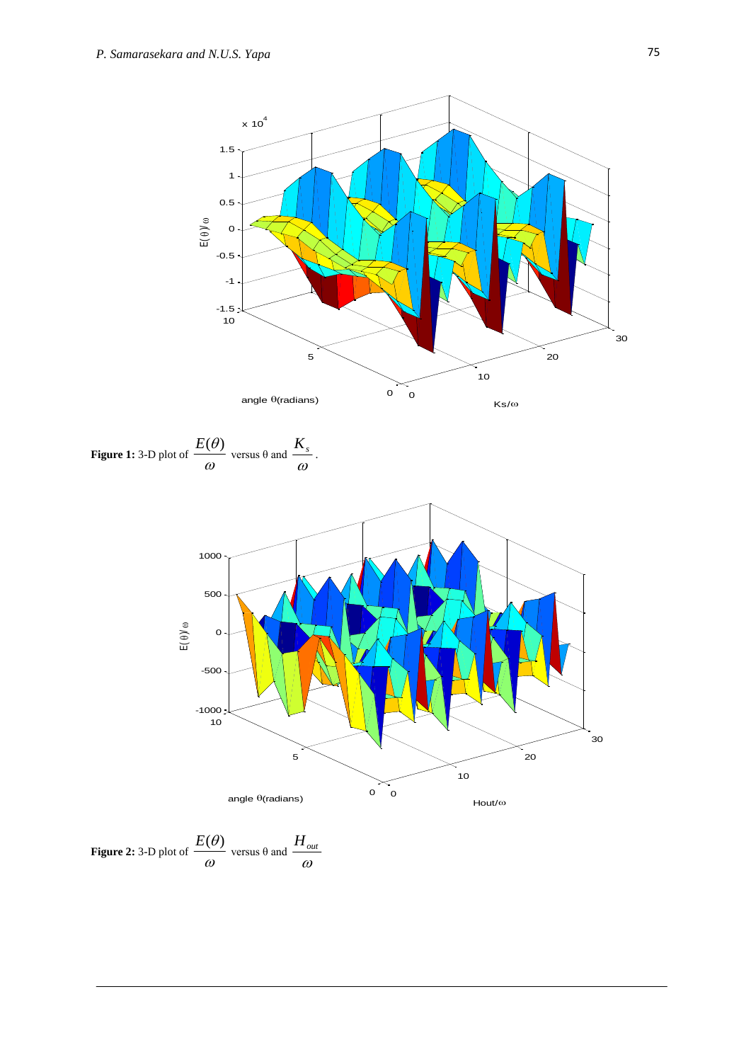**Figure 1:** 3-D plot of $\dfrac{E(\theta)}{\omega}$ versus θ and $\dfrac{K_s}{\omega}$.

**Figure 2:** 3-D plot of $\dfrac{E(\theta)}{\omega}$ versus θ and $\dfrac{H_{out}}{\omega}$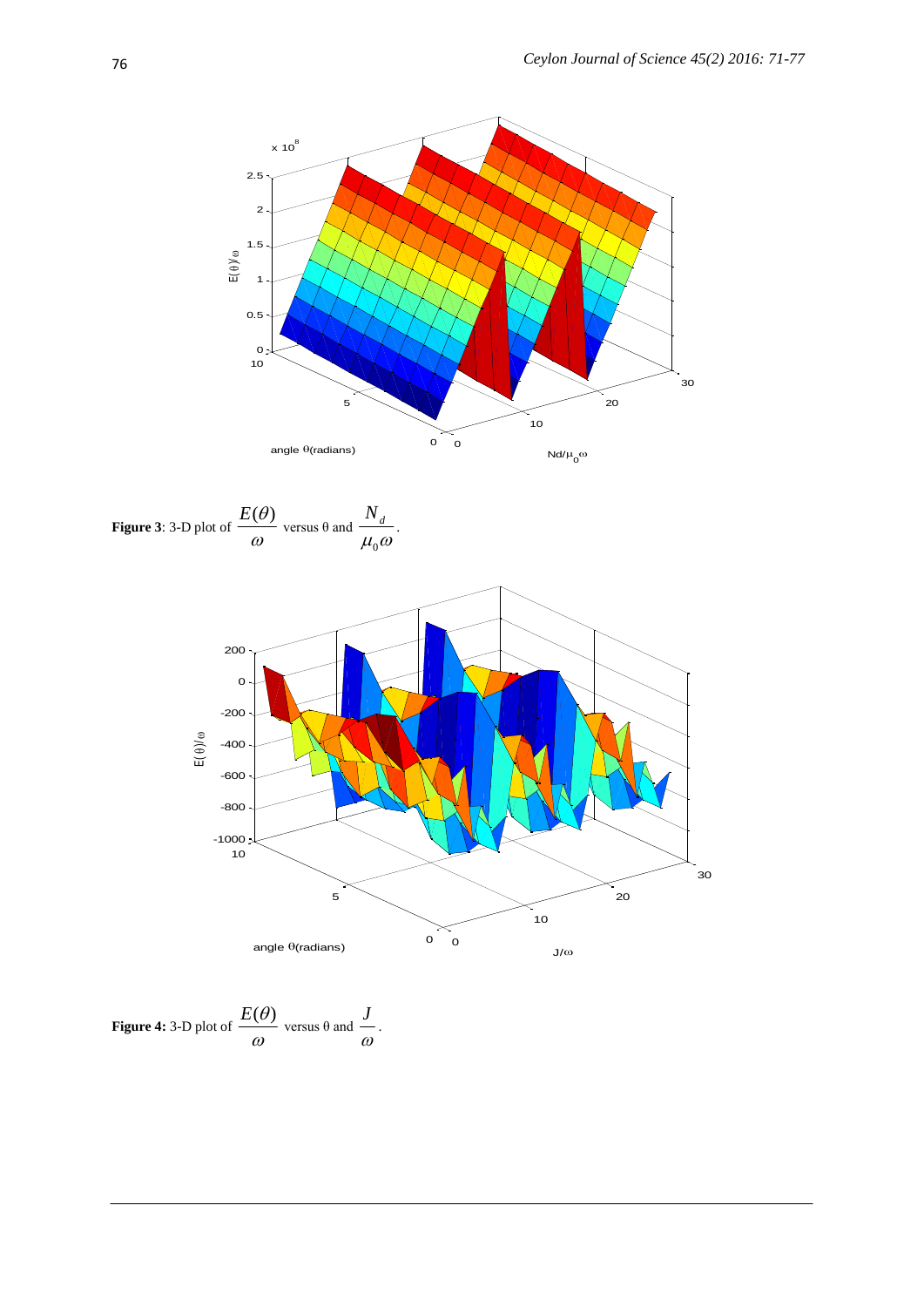**Figure 3**: 3-D plot of $\frac{E(\theta)}{\omega}$ versus θ and $\frac{N_d}{\mu_0\omega}$.

**Figure 4:** 3-D plot of $\frac{E(\theta)}{\omega}$ versus θ and $\frac{J}{\omega}$.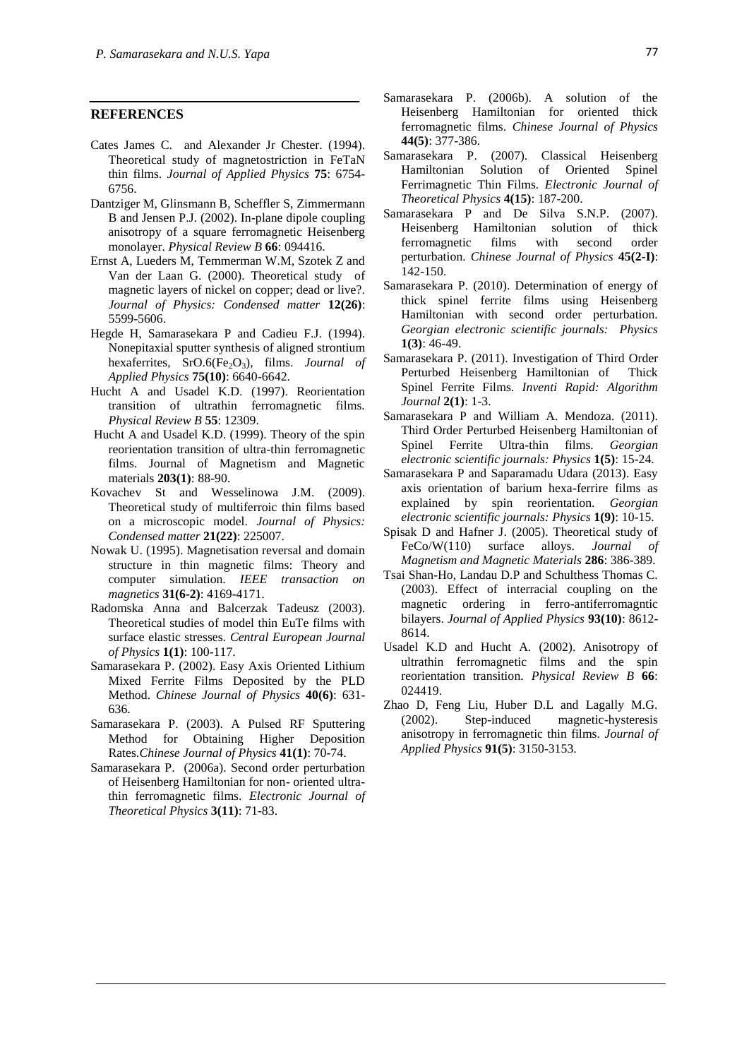## REFERENCES

Cates James C. and Alexander Jr Chester. (1994). Theoretical study of magnetostriction in FeTaN thin films. *Journal of Applied Physics* **75**: 6754-6756.

Dantziger M, Glinsmann B, Scheffler S, Zimmermann B and Jensen P.J. (2002). In-plane dipole coupling anisotropy of a square ferromagnetic Heisenberg monolayer. *Physical Review B* **66**: 094416.

Ernst A, Lueders M, Temmerman W.M, Szotek Z and Van der Laan G. (2000). Theoretical study of magnetic layers of nickel on copper; dead or live?. *Journal of Physics: Condensed matter* **12(26)**: 5599-5606.

Hegde H, Samarasekara P and Cadieu F.J. (1994). Nonepitaxial sputter synthesis of aligned strontium hexaferrites, $SrO.6(Fe_2O_3)$, films. *Journal of Applied Physics* **75(10)**: 6640-6642.

Hucht A and Usadel K.D. (1997). Reorientation transition of ultrathin ferromagnetic films. *Physical Review B* **55**: 12309.

Hucht A and Usadel K.D. (1999). Theory of the spin reorientation transition of ultra-thin ferromagnetic films. Journal of Magnetism and Magnetic materials **203(1)**: 88-90.

Kovachev St and Wesselinowa J.M. (2009). Theoretical study of multiferroic thin films based on a microscopic model. *Journal of Physics: Condensed matter* **21(22)**: 225007.

Nowak U. (1995). Magnetisation reversal and domain structure in thin magnetic films: Theory and computer simulation. *IEEE transaction on magnetics* **31(6-2)**: 4169-4171.

Radomska Anna and Balcerzak Tadeusz (2003). Theoretical studies of model thin EuTe films with surface elastic stresses. *Central European Journal of Physics* **1(1)**: 100-117.

Samarasekara P. (2002). Easy Axis Oriented Lithium Mixed Ferrite Films Deposited by the PLD Method. *Chinese Journal of Physics* **40(6)**: 631-636.

Samarasekara P. (2003). A Pulsed RF Sputtering Method for Obtaining Higher Deposition Rates.*Chinese Journal of Physics* **41(1)**: 70-74.

Samarasekara P. (2006a). Second order perturbation of Heisenberg Hamiltonian for non- oriented ultra-thin ferromagnetic films. *Electronic Journal of Theoretical Physics* **3(11)**: 71-83.

Samarasekara P. (2006b). A solution of the Heisenberg Hamiltonian for oriented thick ferromagnetic films. *Chinese Journal of Physics* **44(5)**: 377-386.

Samarasekara P. (2007). Classical Heisenberg Hamiltonian Solution of Oriented Spinel Ferrimagnetic Thin Films. *Electronic Journal of Theoretical Physics* **4(15)**: 187-200.

Samarasekara P and De Silva S.N.P. (2007). Heisenberg Hamiltonian solution of thick ferromagnetic films with second order perturbation. *Chinese Journal of Physics* **45(2-I)**: 142-150.

Samarasekara P. (2010). Determination of energy of thick spinel ferrite films using Heisenberg Hamiltonian with second order perturbation. *Georgian electronic scientific journals: Physics* **1(3)**: 46-49.

Samarasekara P. (2011). Investigation of Third Order Perturbed Heisenberg Hamiltonian of Thick Spinel Ferrite Films. *Inventi Rapid: Algorithm Journal* **2(1)**: 1-3.

Samarasekara P and William A. Mendoza. (2011). Third Order Perturbed Heisenberg Hamiltonian of Spinel Ferrite Ultra-thin films. *Georgian electronic scientific journals: Physics* **1(5)**: 15-24.

Samarasekara P and Saparamadu Udara (2013). Easy axis orientation of barium hexa-ferrire films as explained by spin reorientation. *Georgian electronic scientific journals: Physics* **1(9)**: 10-15.

Spisak D and Hafner J. (2005). Theoretical study of FeCo/W(110) surface alloys. *Journal of Magnetism and Magnetic Materials* **286**: 386-389.

Tsai Shan-Ho, Landau D.P and Schulthess Thomas C. (2003). Effect of interracial coupling on the magnetic ordering in ferro-antiferromagntic bilayers. *Journal of Applied Physics* **93(10)**: 8612-8614.

Usadel K.D and Hucht A. (2002). Anisotropy of ultrathin ferromagnetic films and the spin reorientation transition. *Physical Review B* **66**: 024419.

Zhao D, Feng Liu, Huber D.L and Lagally M.G. (2002). Step-induced magnetic-hysteresis anisotropy in ferromagnetic thin films. *Journal of Applied Physics* **91(5)**: 3150-3153.